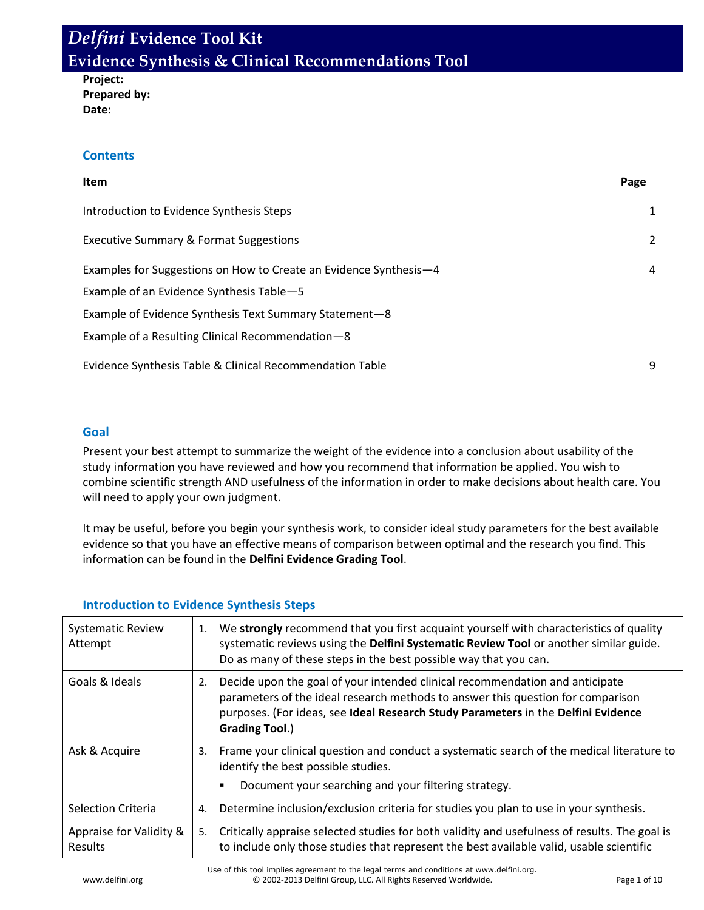# *Delfini* Evidence Tool Kit
## Evidence Synthesis & Clinical Recommendations Tool

**Project:**
**Prepared by:**
**Date:**

### Contents

| Item | Page |
| --- | --- |
| Introduction to Evidence Synthesis Steps | 1 |
| Executive Summary & Format Suggestions | 2 |
| Examples for Suggestions on How to Create an Evidence Synthesis—4 | 4 |
| Example of an Evidence Synthesis Table—5 | |
| Example of Evidence Synthesis Text Summary Statement—8 | |
| Example of a Resulting Clinical Recommendation—8 | |
| Evidence Synthesis Table & Clinical Recommendation Table | 9 |

### Goal

Present your best attempt to summarize the weight of the evidence into a conclusion about usability of the study information you have reviewed and how you recommend that information be applied. You wish to combine scientific strength AND usefulness of the information in order to make decisions about health care. You will need to apply your own judgment.

It may be useful, before you begin your synthesis work, to consider ideal study parameters for the best available evidence so that you have an effective means of comparison between optimal and the research you find. This information can be found in the **Delfini Evidence Grading Tool**.

### Introduction to Evidence Synthesis Steps

| | |
| --- | --- |
| Systematic Review Attempt | 1. We **strongly** recommend that you first acquaint yourself with characteristics of quality systematic reviews using the **Delfini Systematic Review Tool** or another similar guide. Do as many of these steps in the best possible way that you can. |
| Goals & Ideals | 2. Decide upon the goal of your intended clinical recommendation and anticipate parameters of the ideal research methods to answer this question for comparison purposes. (For ideas, see **Ideal Research Study Parameters** in the **Delfini Evidence Grading Tool**.) |
| Ask & Acquire | 3. Frame your clinical question and conduct a systematic search of the medical literature to identify the best possible studies.<br>▪ Document your searching and your filtering strategy. |
| Selection Criteria | 4. Determine inclusion/exclusion criteria for studies you plan to use in your synthesis. |
| Appraise for Validity & Results | 5. Critically appraise selected studies for both validity and usefulness of results. The goal is to include only those studies that represent the best available valid, usable scientific |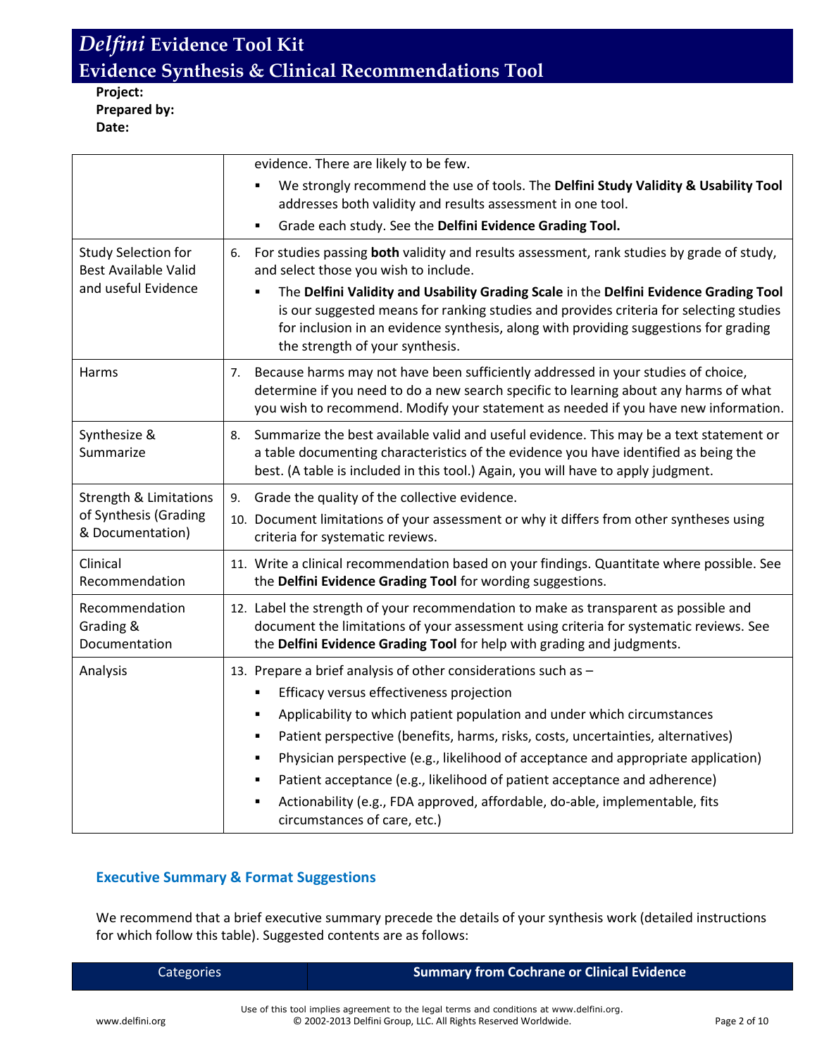**Project:**
**Prepared by:**
**Date:**

| | |
|---|---|
| | evidence. There are likely to be few.<br>▪ We strongly recommend the use of tools. The **Delfini Study Validity & Usability Tool** addresses both validity and results assessment in one tool.<br>▪ Grade each study. See the **Delfini Evidence Grading Tool.** |
| Study Selection for Best Available Valid and useful Evidence | 6. For studies passing **both** validity and results assessment, rank studies by grade of study, and select those you wish to include.<br>▪ The **Delfini Validity and Usability Grading Scale** in the **Delfini Evidence Grading Tool** is our suggested means for ranking studies and provides criteria for selecting studies for inclusion in an evidence synthesis, along with providing suggestions for grading the strength of your synthesis. |
| Harms | 7. Because harms may not have been sufficiently addressed in your studies of choice, determine if you need to do a new search specific to learning about any harms of what you wish to recommend. Modify your statement as needed if you have new information. |
| Synthesize & Summarize | 8. Summarize the best available valid and useful evidence. This may be a text statement or a table documenting characteristics of the evidence you have identified as being the best. (A table is included in this tool.) Again, you will have to apply judgment. |
| Strength & Limitations of Synthesis (Grading & Documentation) | 9. Grade the quality of the collective evidence.<br>10. Document limitations of your assessment or why it differs from other syntheses using criteria for systematic reviews. |
| Clinical Recommendation | 11. Write a clinical recommendation based on your findings. Quantitate where possible. See the **Delfini Evidence Grading Tool** for wording suggestions. |
| Recommendation Grading & Documentation | 12. Label the strength of your recommendation to make as transparent as possible and document the limitations of your assessment using criteria for systematic reviews. See the **Delfini Evidence Grading Tool** for help with grading and judgments. |
| Analysis | 13. Prepare a brief analysis of other considerations such as –<br>▪ Efficacy versus effectiveness projection<br>▪ Applicability to which patient population and under which circumstances<br>▪ Patient perspective (benefits, harms, risks, costs, uncertainties, alternatives)<br>▪ Physician perspective (e.g., likelihood of acceptance and appropriate application)<br>▪ Patient acceptance (e.g., likelihood of patient acceptance and adherence)<br>▪ Actionability (e.g., FDA approved, affordable, do-able, implementable, fits circumstances of care, etc.) |

## Executive Summary & Format Suggestions

We recommend that a brief executive summary precede the details of your synthesis work (detailed instructions for which follow this table). Suggested contents are as follows:

| Categories | **Summary from Cochrane or Clinical Evidence** |
|---|---|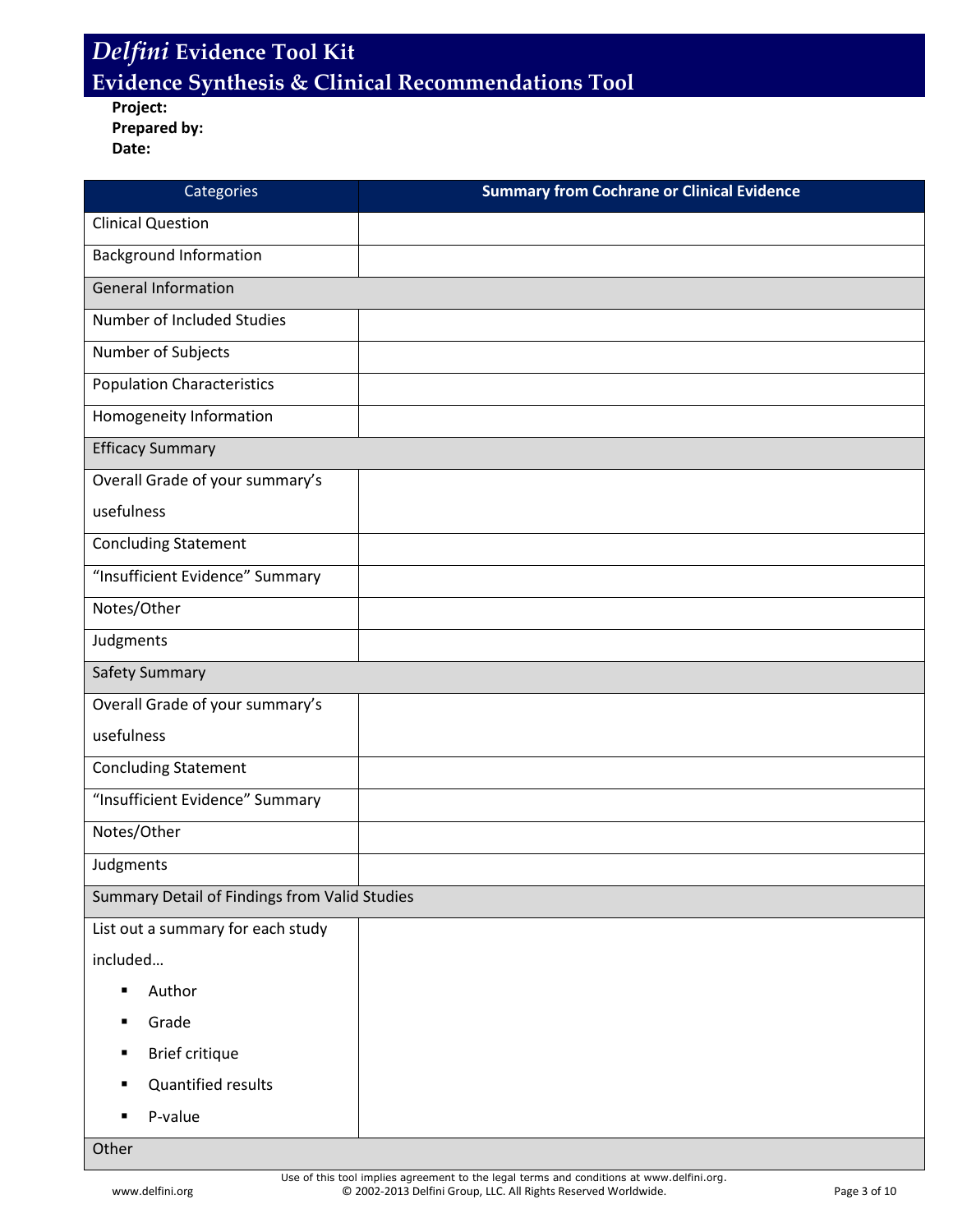# *Delfini* Evidence Tool Kit

## Evidence Synthesis & Clinical Recommendations Tool

**Project:**
**Prepared by:**
**Date:**

| Categories | Summary from Cochrane or Clinical Evidence |
|---|---|
| Clinical Question | |
| Background Information | |
| General Information | |
| Number of Included Studies | |
| Number of Subjects | |
| Population Characteristics | |
| Homogeneity Information | |
| Efficacy Summary | |
| Overall Grade of your summary's usefulness | |
| Concluding Statement | |
| "Insufficient Evidence" Summary | |
| Notes/Other | |
| Judgments | |
| Safety Summary | |
| Overall Grade of your summary's usefulness | |
| Concluding Statement | |
| "Insufficient Evidence" Summary | |
| Notes/Other | |
| Judgments | |
| Summary Detail of Findings from Valid Studies | |
| List out a summary for each study included… <br>▪ Author <br>▪ Grade <br>▪ Brief critique <br>▪ Quantified results <br>▪ P-value | |
| Other | |

Use of this tool implies agreement to the legal terms and conditions at www.delfini.org.
© 2002-2013 Delfini Group, LLC. All Rights Reserved Worldwide.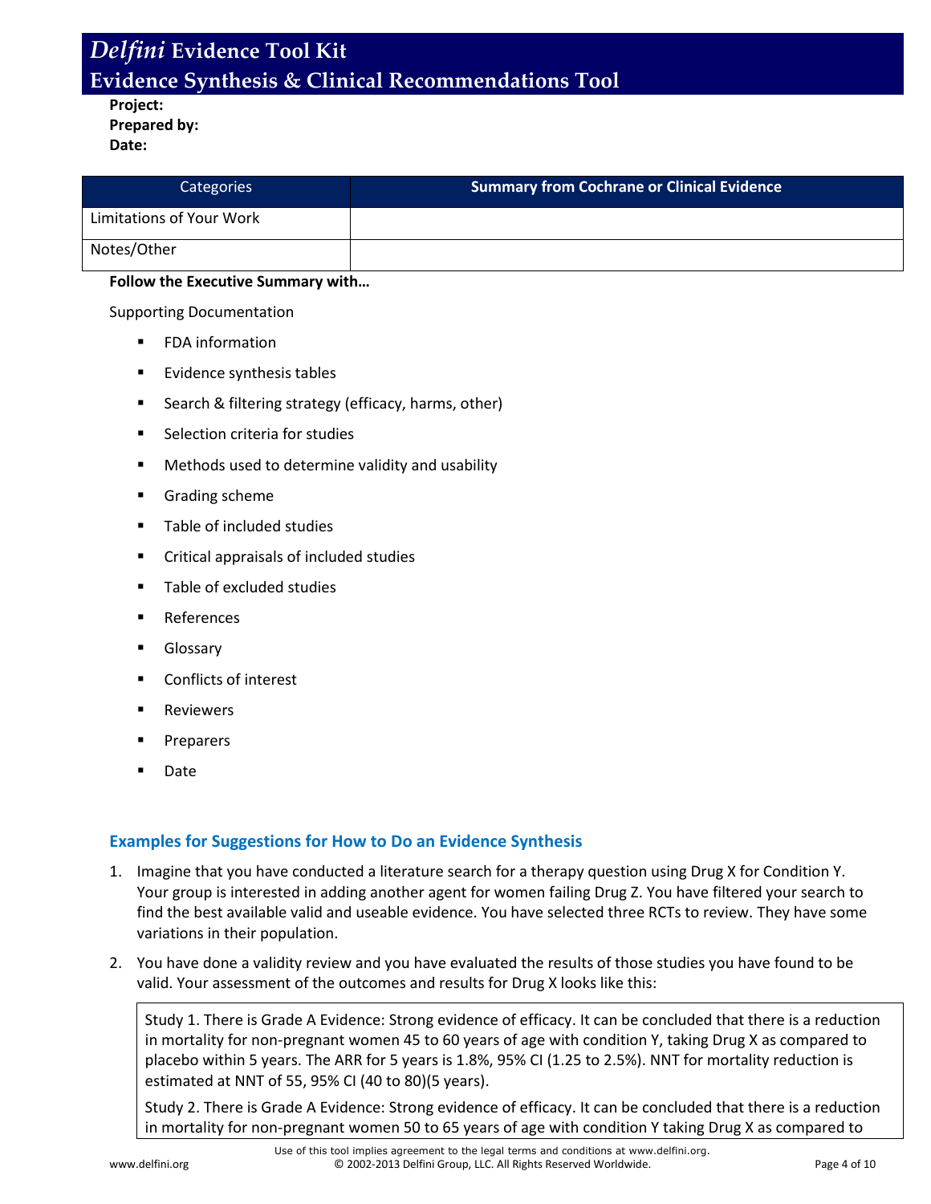**Project:**
**Prepared by:**
**Date:**

| Categories | Summary from Cochrane or Clinical Evidence |
| --- | --- |
| Limitations of Your Work | |
| Notes/Other | |

**Follow the Executive Summary with…**

Supporting Documentation

- FDA information
- Evidence synthesis tables
- Search & filtering strategy (efficacy, harms, other)
- Selection criteria for studies
- Methods used to determine validity and usability
- Grading scheme
- Table of included studies
- Critical appraisals of included studies
- Table of excluded studies
- References
- Glossary
- Conflicts of interest
- Reviewers
- Preparers
- Date

### Examples for Suggestions for How to Do an Evidence Synthesis

1. Imagine that you have conducted a literature search for a therapy question using Drug X for Condition Y. Your group is interested in adding another agent for women failing Drug Z. You have filtered your search to find the best available valid and useable evidence. You have selected three RCTs to review. They have some variations in their population.
2. You have done a validity review and you have evaluated the results of those studies you have found to be valid. Your assessment of the outcomes and results for Drug X looks like this:

> Study 1. There is Grade A Evidence: Strong evidence of efficacy. It can be concluded that there is a reduction in mortality for non-pregnant women 45 to 60 years of age with condition Y, taking Drug X as compared to placebo within 5 years. The ARR for 5 years is 1.8%, 95% CI (1.25 to 2.5%). NNT for mortality reduction is estimated at NNT of 55, 95% CI (40 to 80)(5 years).
>
> Study 2. There is Grade A Evidence: Strong evidence of efficacy. It can be concluded that there is a reduction in mortality for non-pregnant women 50 to 65 years of age with condition Y taking Drug X as compared to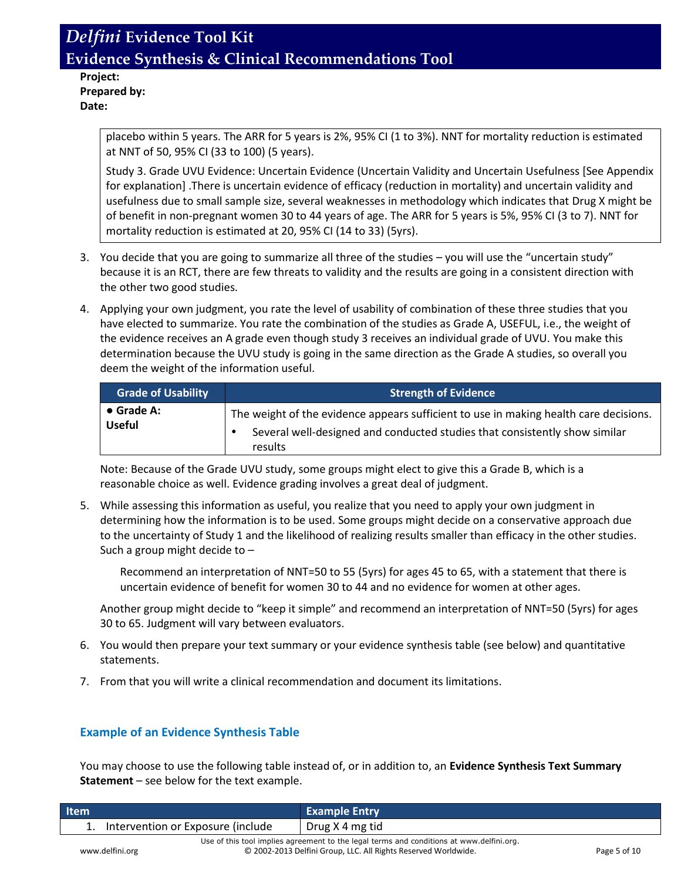**Project:**
**Prepared by:**
**Date:**

> placebo within 5 years. The ARR for 5 years is 2%, 95% CI (1 to 3%). NNT for mortality reduction is estimated at NNT of 50, 95% CI (33 to 100) (5 years).
>
> Study 3. Grade UVU Evidence: Uncertain Evidence (Uncertain Validity and Uncertain Usefulness [See Appendix for explanation] .There is uncertain evidence of efficacy (reduction in mortality) and uncertain validity and usefulness due to small sample size, several weaknesses in methodology which indicates that Drug X might be of benefit in non-pregnant women 30 to 44 years of age. The ARR for 5 years is 5%, 95% CI (3 to 7). NNT for mortality reduction is estimated at 20, 95% CI (14 to 33) (5yrs).

3. You decide that you are going to summarize all three of the studies – you will use the "uncertain study" because it is an RCT, there are few threats to validity and the results are going in a consistent direction with the other two good studies.
4. Applying your own judgment, you rate the level of usability of combination of these three studies that you have elected to summarize. You rate the combination of the studies as Grade A, USEFUL, i.e., the weight of the evidence receives an A grade even though study 3 receives an individual grade of UVU. You make this determination because the UVU study is going in the same direction as the Grade A studies, so overall you deem the weight of the information useful.

| Grade of Usability | Strength of Evidence |
|---|---|
| **• Grade A: Useful** | The weight of the evidence appears sufficient to use in making health care decisions. <br> • Several well-designed and conducted studies that consistently show similar results |

Note: Because of the Grade UVU study, some groups might elect to give this a Grade B, which is a reasonable choice as well. Evidence grading involves a great deal of judgment.

5. While assessing this information as useful, you realize that you need to apply your own judgment in determining how the information is to be used. Some groups might decide on a conservative approach due to the uncertainty of Study 1 and the likelihood of realizing results smaller than efficacy in the other studies. Such a group might decide to –

   Recommend an interpretation of NNT=50 to 55 (5yrs) for ages 45 to 65, with a statement that there is uncertain evidence of benefit for women 30 to 44 and no evidence for women at other ages.

   Another group might decide to "keep it simple" and recommend an interpretation of NNT=50 (5yrs) for ages 30 to 65. Judgment will vary between evaluators.

6. You would then prepare your text summary or your evidence synthesis table (see below) and quantitative statements.
7. From that you will write a clinical recommendation and document its limitations.

### Example of an Evidence Synthesis Table

You may choose to use the following table instead of, or in addition to, an **Evidence Synthesis Text Summary Statement** – see below for the text example.

| Item | Example Entry |
|---|---|
| 1. Intervention or Exposure (include | Drug X 4 mg tid |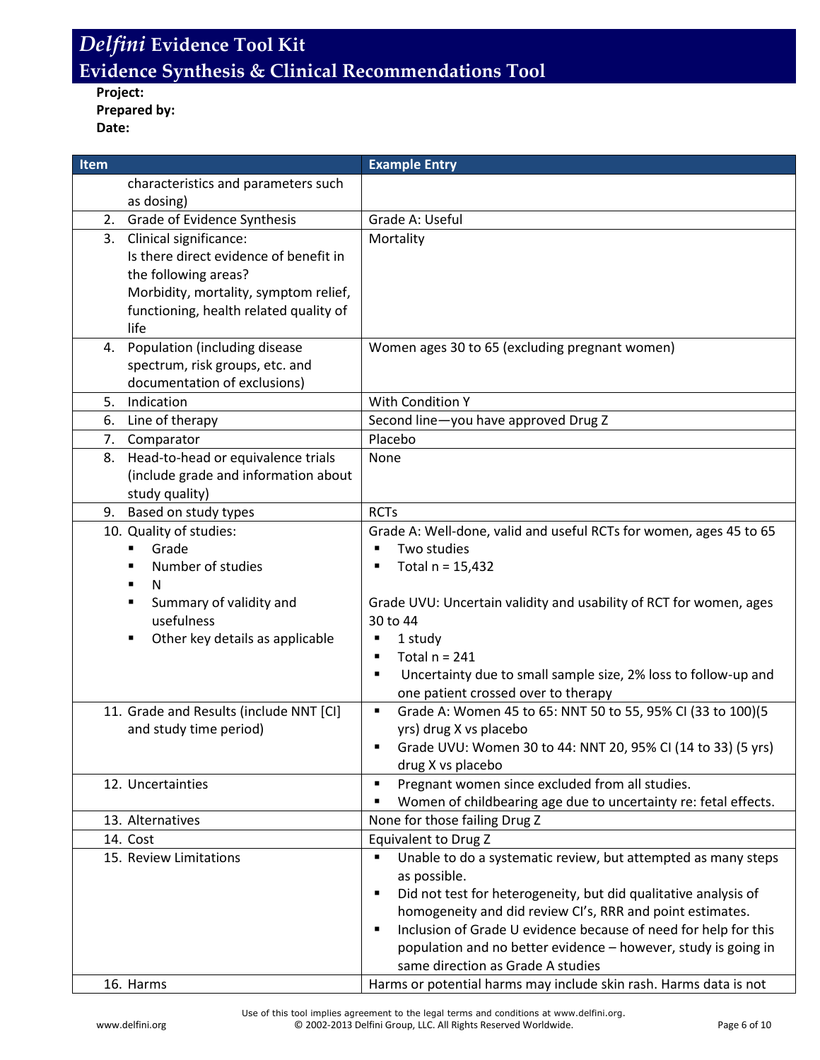# *Delfini* Evidence Tool Kit

## Evidence Synthesis & Clinical Recommendations Tool

**Project:**
**Prepared by:**
**Date:**

| Item | Example Entry |
|---|---|
| characteristics and parameters such as dosing) | |
| 2. Grade of Evidence Synthesis | Grade A: Useful |
| 3. Clinical significance: Is there direct evidence of benefit in the following areas? Morbidity, mortality, symptom relief, functioning, health related quality of life | Mortality |
| 4. Population (including disease spectrum, risk groups, etc. and documentation of exclusions) | Women ages 30 to 65 (excluding pregnant women) |
| 5. Indication | With Condition Y |
| 6. Line of therapy | Second line—you have approved Drug Z |
| 7. Comparator | Placebo |
| 8. Head-to-head or equivalence trials (include grade and information about study quality) | None |
| 9. Based on study types | RCTs |
| 10. Quality of studies: ▪ Grade ▪ Number of studies ▪ N ▪ Summary of validity and usefulness ▪ Other key details as applicable | Grade A: Well-done, valid and useful RCTs for women, ages 45 to 65 ▪ Two studies ▪ Total n = 15,432 <br><br> Grade UVU: Uncertain validity and usability of RCT for women, ages 30 to 44 ▪ 1 study ▪ Total n = 241 ▪ Uncertainty due to small sample size, 2% loss to follow-up and one patient crossed over to therapy |
| 11. Grade and Results (include NNT [CI] and study time period) | ▪ Grade A: Women 45 to 65: NNT 50 to 55, 95% CI (33 to 100)(5 yrs) drug X vs placebo ▪ Grade UVU: Women 30 to 44: NNT 20, 95% CI (14 to 33) (5 yrs) drug X vs placebo |
| 12. Uncertainties | ▪ Pregnant women since excluded from all studies. ▪ Women of childbearing age due to uncertainty re: fetal effects. |
| 13. Alternatives | None for those failing Drug Z |
| 14. Cost | Equivalent to Drug Z |
| 15. Review Limitations | ▪ Unable to do a systematic review, but attempted as many steps as possible. ▪ Did not test for heterogeneity, but did qualitative analysis of homogeneity and did review CI's, RRR and point estimates. ▪ Inclusion of Grade U evidence because of need for help for this population and no better evidence – however, study is going in same direction as Grade A studies |
| 16. Harms | Harms or potential harms may include skin rash. Harms data is not |

Use of this tool implies agreement to the legal terms and conditions at www.delfini.org.
© 2002-2013 Delfini Group, LLC. All Rights Reserved Worldwide.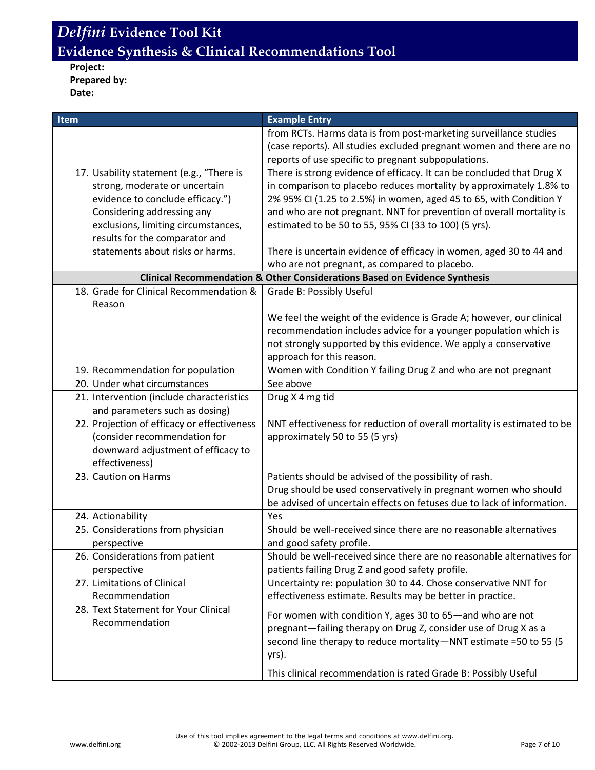# *Delfini* Evidence Tool Kit

## Evidence Synthesis & Clinical Recommendations Tool

**Project:**
**Prepared by:**
**Date:**

| Item | Example Entry |
|---|---|
| | from RCTs. Harms data is from post-marketing surveillance studies (case reports). All studies excluded pregnant women and there are no reports of use specific to pregnant subpopulations. |
| 17. Usability statement (e.g., "There is strong, moderate or uncertain evidence to conclude efficacy.") Considering addressing any exclusions, limiting circumstances, results for the comparator and statements about risks or harms. | There is strong evidence of efficacy. It can be concluded that Drug X in comparison to placebo reduces mortality by approximately 1.8% to 2% 95% CI (1.25 to 2.5%) in women, aged 45 to 65, with Condition Y and who are not pregnant. NNT for prevention of overall mortality is estimated to be 50 to 55, 95% CI (33 to 100) (5 yrs).<br><br>There is uncertain evidence of efficacy in women, aged 30 to 44 and who are not pregnant, as compared to placebo. |
| **Clinical Recommendation & Other Considerations Based on Evidence Synthesis** | |
| 18. Grade for Clinical Recommendation & Reason | Grade B: Possibly Useful<br><br>We feel the weight of the evidence is Grade A; however, our clinical recommendation includes advice for a younger population which is not strongly supported by this evidence. We apply a conservative approach for this reason. |
| 19. Recommendation for population | Women with Condition Y failing Drug Z and who are not pregnant |
| 20. Under what circumstances | See above |
| 21. Intervention (include characteristics and parameters such as dosing) | Drug X 4 mg tid |
| 22. Projection of efficacy or effectiveness (consider recommendation for downward adjustment of efficacy to effectiveness) | NNT effectiveness for reduction of overall mortality is estimated to be approximately 50 to 55 (5 yrs) |
| 23. Caution on Harms | Patients should be advised of the possibility of rash.<br>Drug should be used conservatively in pregnant women who should be advised of uncertain effects on fetuses due to lack of information. |
| 24. Actionability | Yes |
| 25. Considerations from physician perspective | Should be well-received since there are no reasonable alternatives and good safety profile. |
| 26. Considerations from patient perspective | Should be well-received since there are no reasonable alternatives for patients failing Drug Z and good safety profile. |
| 27. Limitations of Clinical Recommendation | Uncertainty re: population 30 to 44. Chose conservative NNT for effectiveness estimate. Results may be better in practice. |
| 28. Text Statement for Your Clinical Recommendation | For women with condition Y, ages 30 to 65—and who are not pregnant—failing therapy on Drug Z, consider use of Drug X as a second line therapy to reduce mortality—NNT estimate =50 to 55 (5 yrs).<br><br>This clinical recommendation is rated Grade B: Possibly Useful |

Use of this tool implies agreement to the legal terms and conditions at www.delfini.org.
© 2002-2013 Delfini Group, LLC. All Rights Reserved Worldwide.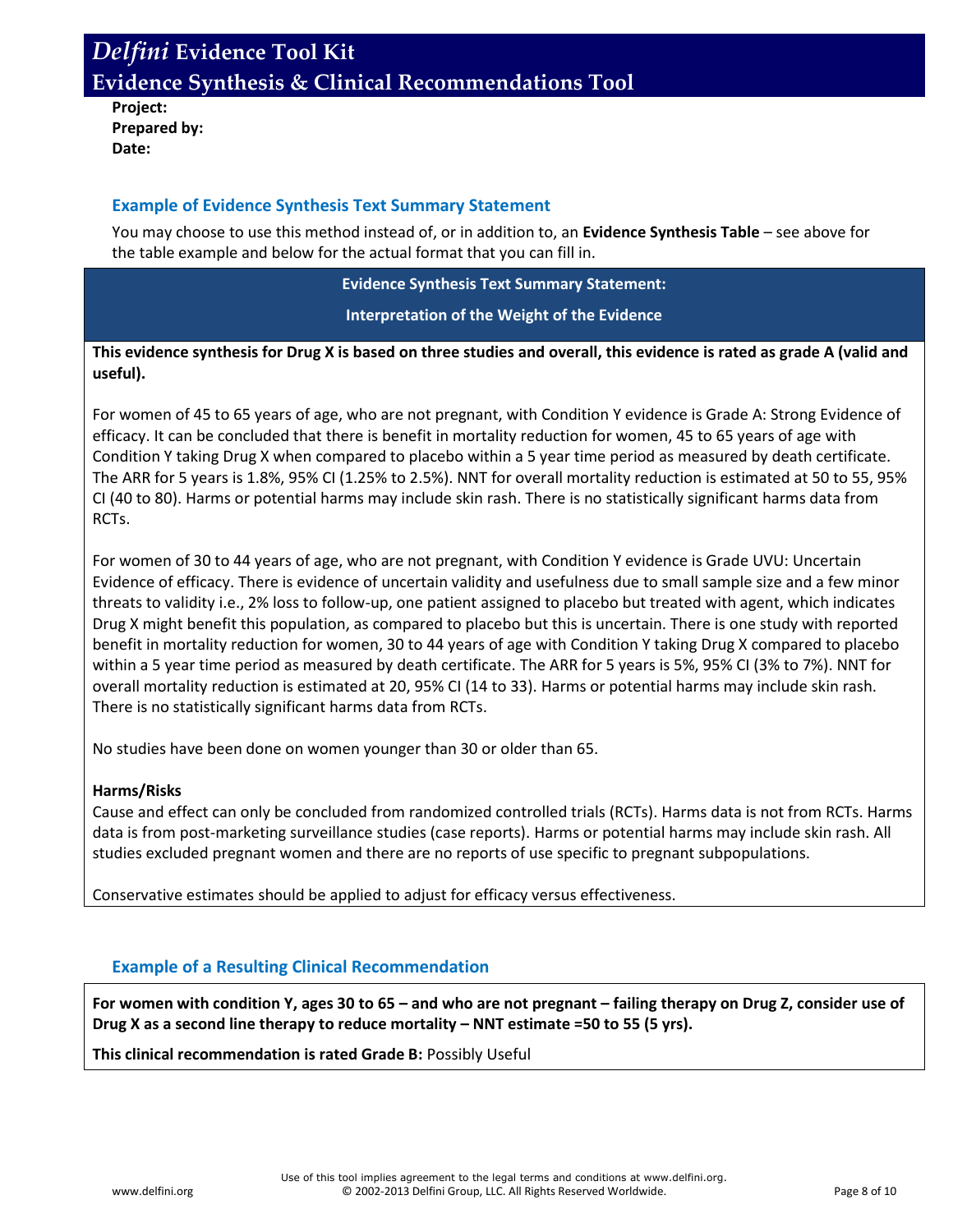# *Delfini* Evidence Tool Kit
## Evidence Synthesis & Clinical Recommendations Tool

**Project:**
**Prepared by:**
**Date:**

### Example of Evidence Synthesis Text Summary Statement

You may choose to use this method instead of, or in addition to, an **Evidence Synthesis Table** – see above for the table example and below for the actual format that you can fill in.

**Evidence Synthesis Text Summary Statement:**

**Interpretation of the Weight of the Evidence**

**This evidence synthesis for Drug X is based on three studies and overall, this evidence is rated as grade A (valid and useful).**

For women of 45 to 65 years of age, who are not pregnant, with Condition Y evidence is Grade A: Strong Evidence of efficacy. It can be concluded that there is benefit in mortality reduction for women, 45 to 65 years of age with Condition Y taking Drug X when compared to placebo within a 5 year time period as measured by death certificate. The ARR for 5 years is 1.8%, 95% CI (1.25% to 2.5%). NNT for overall mortality reduction is estimated at 50 to 55, 95% CI (40 to 80). Harms or potential harms may include skin rash. There is no statistically significant harms data from RCTs.

For women of 30 to 44 years of age, who are not pregnant, with Condition Y evidence is Grade UVU: Uncertain Evidence of efficacy. There is evidence of uncertain validity and usefulness due to small sample size and a few minor threats to validity i.e., 2% loss to follow-up, one patient assigned to placebo but treated with agent, which indicates Drug X might benefit this population, as compared to placebo but this is uncertain. There is one study with reported benefit in mortality reduction for women, 30 to 44 years of age with Condition Y taking Drug X compared to placebo within a 5 year time period as measured by death certificate. The ARR for 5 years is 5%, 95% CI (3% to 7%). NNT for overall mortality reduction is estimated at 20, 95% CI (14 to 33). Harms or potential harms may include skin rash. There is no statistically significant harms data from RCTs.

No studies have been done on women younger than 30 or older than 65.

**Harms/Risks**
Cause and effect can only be concluded from randomized controlled trials (RCTs). Harms data is not from RCTs. Harms data is from post-marketing surveillance studies (case reports). Harms or potential harms may include skin rash. All studies excluded pregnant women and there are no reports of use specific to pregnant subpopulations.

Conservative estimates should be applied to adjust for efficacy versus effectiveness.

### Example of a Resulting Clinical Recommendation

**For women with condition Y, ages 30 to 65 – and who are not pregnant – failing therapy on Drug Z, consider use of Drug X as a second line therapy to reduce mortality – NNT estimate =50 to 55 (5 yrs).**

**This clinical recommendation is rated Grade B:** Possibly Useful

Use of this tool implies agreement to the legal terms and conditions at www.delfini.org.
© 2002-2013 Delfini Group, LLC. All Rights Reserved Worldwide.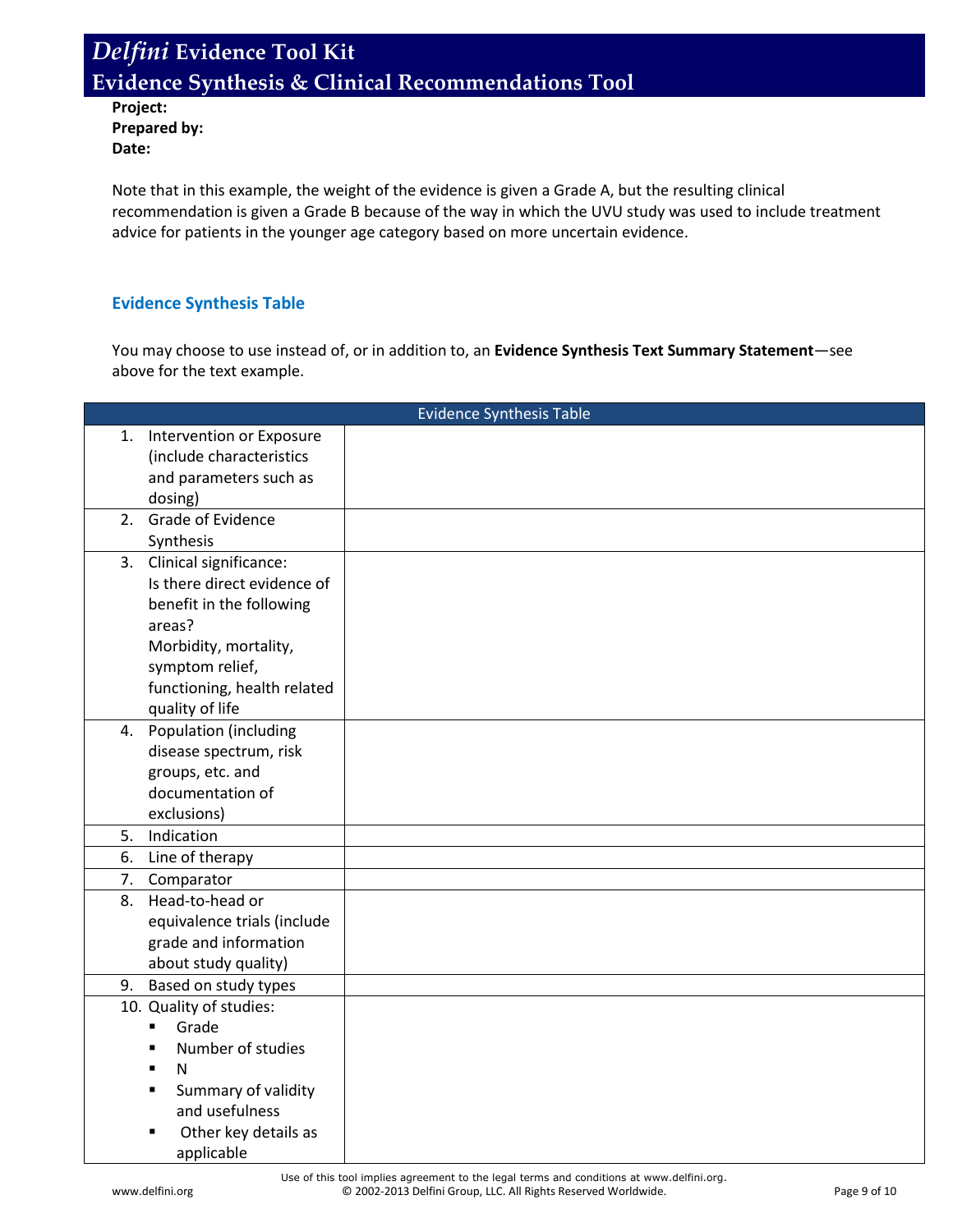# *Delfini* Evidence Tool Kit
## Evidence Synthesis & Clinical Recommendations Tool

**Project:**
**Prepared by:**
**Date:**

Note that in this example, the weight of the evidence is given a Grade A, but the resulting clinical recommendation is given a Grade B because of the way in which the UVU study was used to include treatment advice for patients in the younger age category based on more uncertain evidence.

### Evidence Synthesis Table

You may choose to use instead of, or in addition to, an **Evidence Synthesis Text Summary Statement**—see above for the text example.

| Evidence Synthesis Table | |
|---|---|
| 1. Intervention or Exposure (include characteristics and parameters such as dosing) | |
| 2. Grade of Evidence Synthesis | |
| 3. Clinical significance: Is there direct evidence of benefit in the following areas? Morbidity, mortality, symptom relief, functioning, health related quality of life | |
| 4. Population (including disease spectrum, risk groups, etc. and documentation of exclusions) | |
| 5. Indication | |
| 6. Line of therapy | |
| 7. Comparator | |
| 8. Head-to-head or equivalence trials (include grade and information about study quality) | |
| 9. Based on study types | |
| 10. Quality of studies: ▪ Grade ▪ Number of studies ▪ N ▪ Summary of validity and usefulness ▪ Other key details as applicable | |

Use of this tool implies agreement to the legal terms and conditions at www.delfini.org.
© 2002-2013 Delfini Group, LLC. All Rights Reserved Worldwide.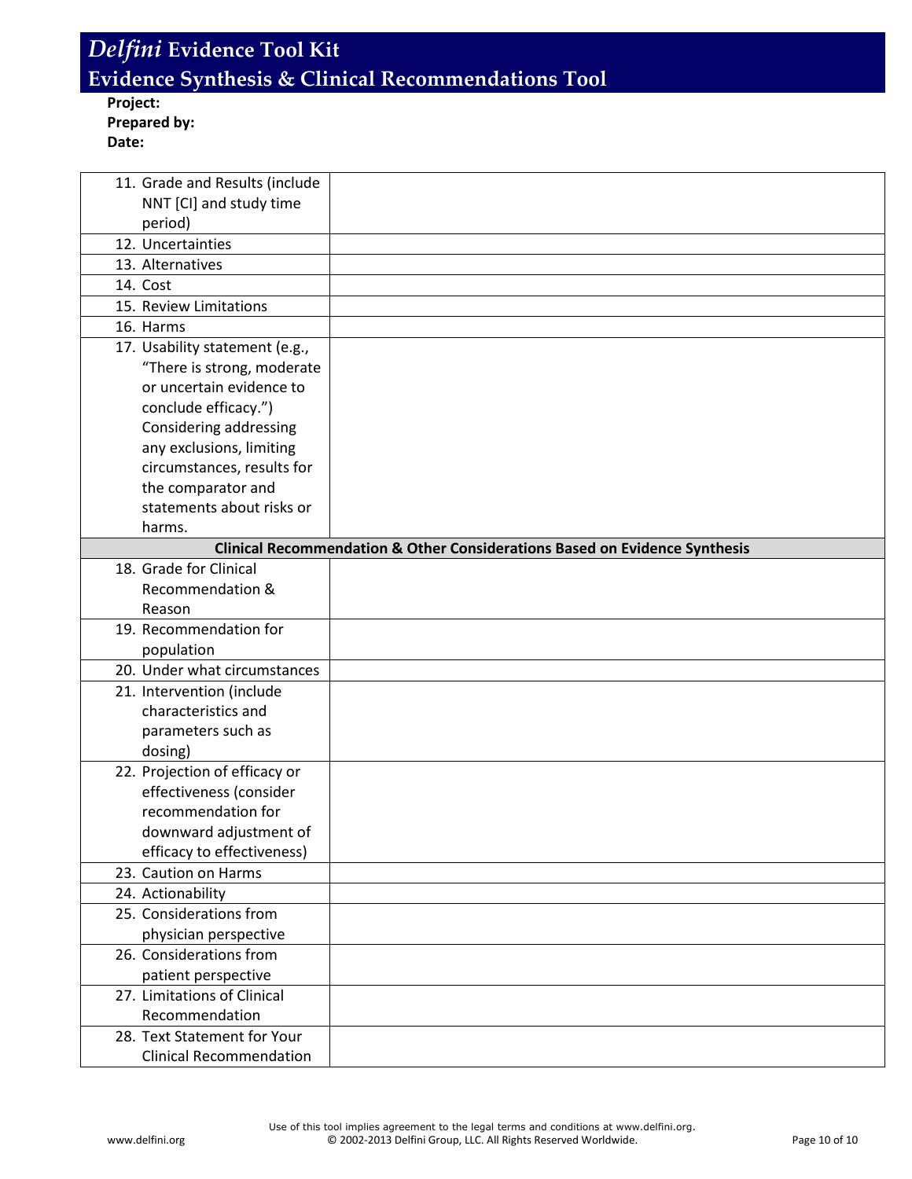# *Delfini* Evidence Tool Kit

## Evidence Synthesis & Clinical Recommendations Tool

**Project:**
**Prepared by:**
**Date:**

| | |
|---|---|
| 11. Grade and Results (include NNT [CI] and study time period) | |
| 12. Uncertainties | |
| 13. Alternatives | |
| 14. Cost | |
| 15. Review Limitations | |
| 16. Harms | |
| 17. Usability statement (e.g., "There is strong, moderate or uncertain evidence to conclude efficacy.") Considering addressing any exclusions, limiting circumstances, results for the comparator and statements about risks or harms. | |
| **Clinical Recommendation & Other Considerations Based on Evidence Synthesis** | |
| 18. Grade for Clinical Recommendation & Reason | |
| 19. Recommendation for population | |
| 20. Under what circumstances | |
| 21. Intervention (include characteristics and parameters such as dosing) | |
| 22. Projection of efficacy or effectiveness (consider recommendation for downward adjustment of efficacy to effectiveness) | |
| 23. Caution on Harms | |
| 24. Actionability | |
| 25. Considerations from physician perspective | |
| 26. Considerations from patient perspective | |
| 27. Limitations of Clinical Recommendation | |
| 28. Text Statement for Your Clinical Recommendation | |

Use of this tool implies agreement to the legal terms and conditions at www.delfini.org.
© 2002-2013 Delfini Group, LLC. All Rights Reserved Worldwide.